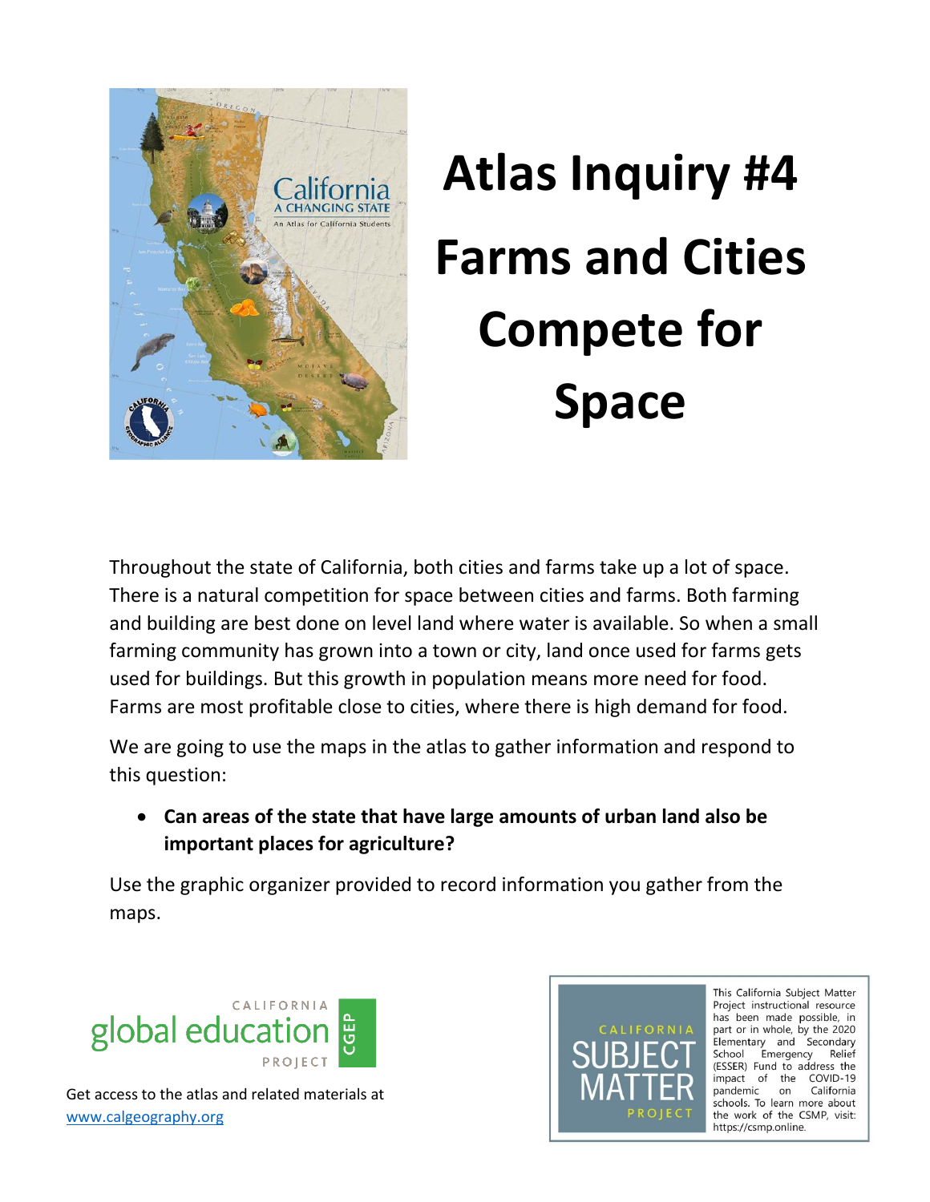# Atlas Inquiry #4

# Farms and Cities Compete for Space

Throughout the state of California, both cities and farms take up a lot of space. There is a natural competition for space between cities and farms. Both farming and building are best done on level land where water is available. So when a small farming community has grown into a town or city, land once used for farms gets used for buildings. But this growth in population means more need for food. Farms are most profitable close to cities, where there is high demand for food.

We are going to use the maps in the atlas to gather information and respond to this question:

- **Can areas of the state that have large amounts of urban land also be important places for agriculture?**

Use the graphic organizer provided to record information you gather from the maps.

CALIFORNIA global education PROJECT CGEP

Get access to the atlas and related materials at www.calgeography.org

CALIFORNIA SUBJECT MATTER PROJECT

This California Subject Matter Project instructional resource has been made possible, in part or in whole, by the 2020 Elementary and Secondary School Emergency Relief (ESSER) Fund to address the impact of the COVID-19 pandemic on California schools. To learn more about the work of the CSMP, visit: https://csmp.online.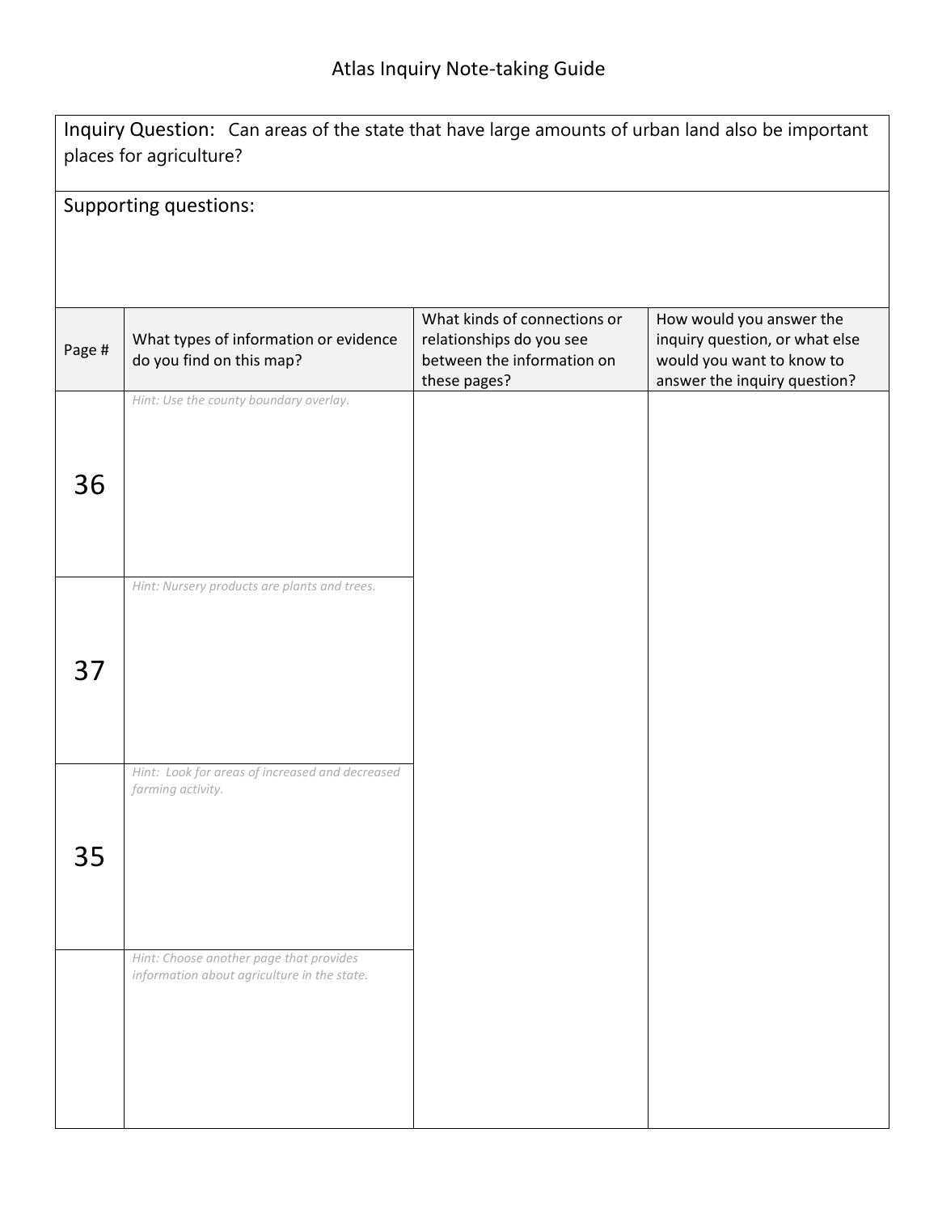# Atlas Inquiry Note-taking Guide

**Inquiry Question:** Can areas of the state that have large amounts of urban land also be important places for agriculture?

**Supporting questions:**

| Page # | What types of information or evidence do you find on this map? | What kinds of connections or relationships do you see between the information on these pages? | How would you answer the inquiry question, or what else would you want to know to answer the inquiry question? |
|---|---|---|---|
| 36 | *Hint: Use the county boundary overlay.* | | |
| 37 | *Hint: Nursery products are plants and trees.* | | |
| 35 | *Hint: Look for areas of increased and decreased farming activity.* | | |
| | *Hint: Choose another page that provides information about agriculture in the state.* | | |